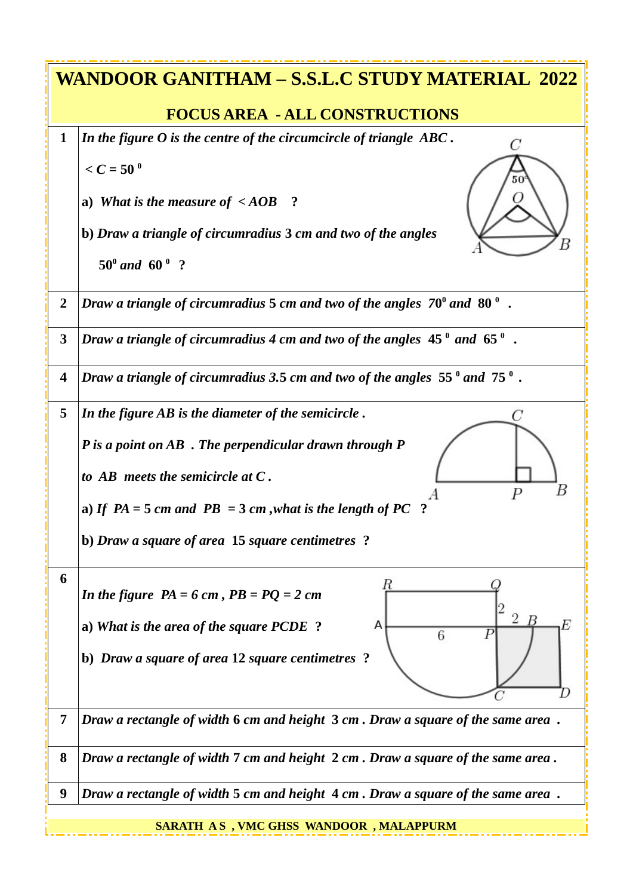# WANDOOR GANITHAM – S.S.L.C STUDY MATERIAL 2022

## FOCUS AREA - ALL CONSTRUCTIONS

| | |
|---|---|
| **1** | *In the figure O is the centre of the circumcircle of triangle ABC.* $\angle C = 50^0$ <br> **a)** *What is the measure of* $\angle AOB$ **?** <br> **b)** *Draw a triangle of circumradius* 3 *cm and two of the angles* $50^0$ *and* $60^0$ **?** |
| **2** | *Draw a triangle of circumradius* 5 *cm and two of the angles* $70^0$ *and* $80^0$ . |
| **3** | *Draw a triangle of circumradius 4 cm and two of the angles* $45^0$ *and* $65^0$ . |
| **4** | *Draw a triangle of circumradius* 3.5 *cm and two of the angles* $55^0$ *and* $75^0$ . |
| **5** | *In the figure AB is the diameter of the semicircle.* <br> *P is a point on AB. The perpendicular drawn through P to AB meets the semicircle at C.* <br> **a)** *If* $PA = 5$ *cm and* $PB = 3$ *cm, what is the length of PC* **?** <br> **b)** *Draw a square of area* 15 *square centimetres* **?** |
| **6** | *In the figure* $PA = 6$ *cm,* $PB = PQ = 2$ *cm* <br> **a)** *What is the area of the square PCDE* **?** <br> **b)** *Draw a square of area* 12 *square centimetres* **?** |
| **7** | *Draw a rectangle of width* 6 *cm and height* 3 *cm. Draw a square of the same area.* |
| **8** | *Draw a rectangle of width* 7 *cm and height* 2 *cm. Draw a square of the same area.* |
| **9** | *Draw a rectangle of width* 5 *cm and height* 4 *cm. Draw a square of the same area.* |

SARATH A S, VMC GHSS WANDOOR, MALAPPURM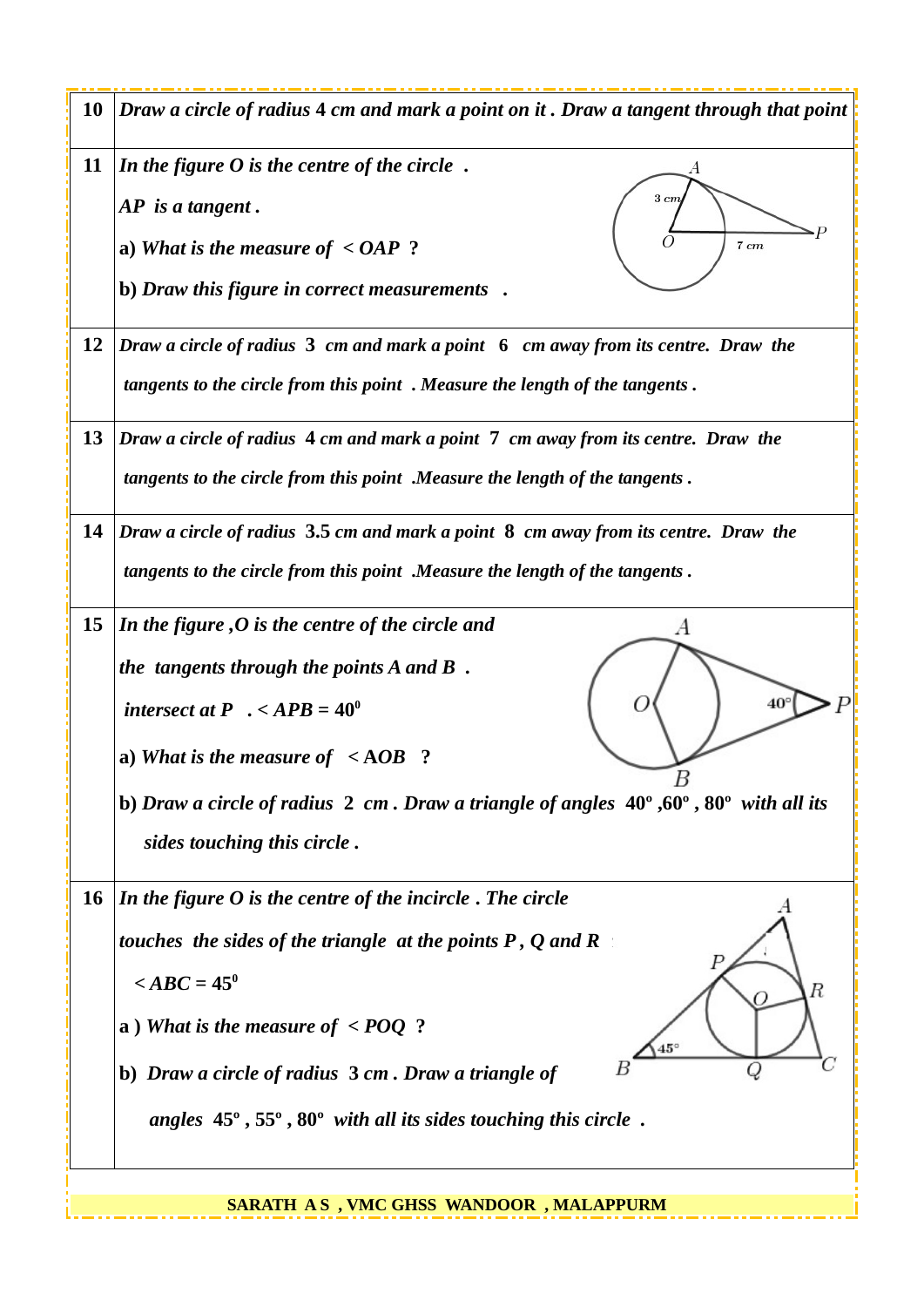| | |
|---|---|
| 10 | *Draw a circle of radius 4 cm and mark a point on it . Draw a tangent through that point* |
| 11 | *In the figure O is the centre of the circle .* <br> *AP is a tangent .* <br> **a)** *What is the measure of* $\angle OAP$ **?** <br> **b)** *Draw this figure in correct measurements .* |
| 12 | *Draw a circle of radius* **3** *cm and mark a point* **6** *cm away from its centre. Draw the tangents to the circle from this point . Measure the length of the tangents .* |
| 13 | *Draw a circle of radius* **4** *cm and mark a point* **7** *cm away from its centre. Draw the tangents to the circle from this point .Measure the length of the tangents .* |
| 14 | *Draw a circle of radius* **3.5** *cm and mark a point* **8** *cm away from its centre. Draw the tangents to the circle from this point .Measure the length of the tangents .* |
| 15 | *In the figure ,O is the centre of the circle and the tangents through the points A and B . intersect at P .* $\angle APB = 40^0$ <br> **a)** *What is the measure of* $\angle AOB$ **?** <br> **b)** *Draw a circle of radius* **2** *cm . Draw a triangle of angles* $40^o, 60^o, 80^o$ *with all its sides touching this circle .* |
| 16 | *In the figure O is the centre of the incircle . The circle touches the sides of the triangle at the points P , Q and R* <br> $\angle ABC = 45^0$ <br> **a )** *What is the measure of* $\angle POQ$ **?** <br> **b)** *Draw a circle of radius* **3** *cm . Draw a triangle of angles* $45^o, 55^o, 80^o$ *with all its sides touching this circle .* |

**SARATH A S , VMC GHSS WANDOOR , MALAPPURM**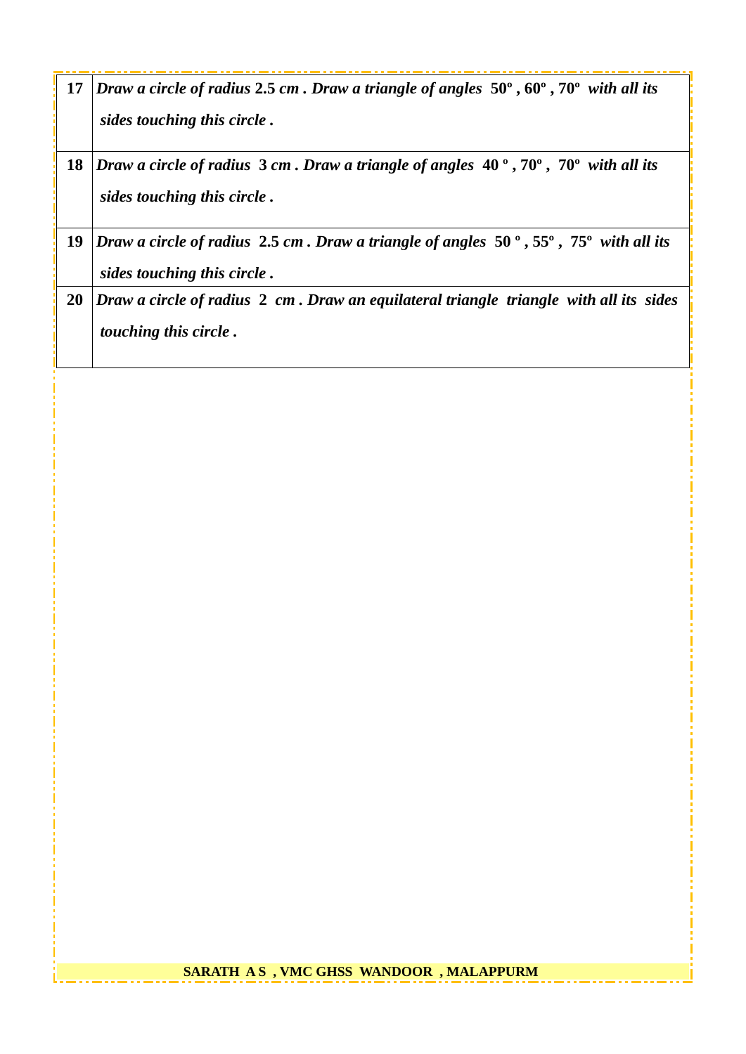| | |
|---|---|
| **17** | ***Draw a circle of radius* 2.5 *cm . Draw a triangle of angles* 50º , 60º , 70º *with all its sides touching this circle .*** |
| **18** | ***Draw a circle of radius* 3 *cm . Draw a triangle of angles* 40 º , 70º , 70º *with all its sides touching this circle .*** |
| **19** | ***Draw a circle of radius* 2.5 *cm . Draw a triangle of angles* 50 º , 55º , 75º *with all its sides touching this circle .*** |
| **20** | ***Draw a circle of radius* 2 *cm . Draw an equilateral triangle triangle with all its sides touching this circle .*** |